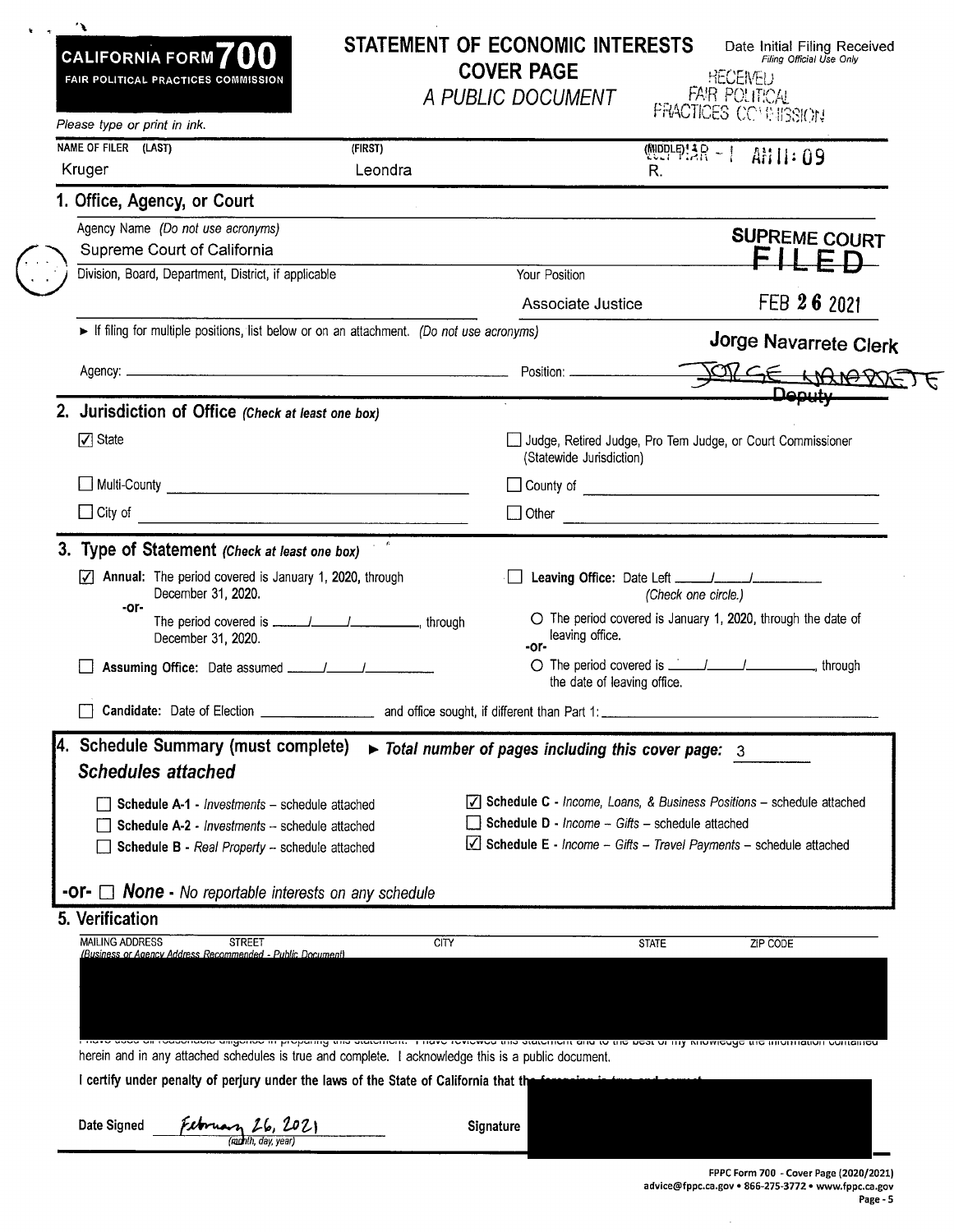**CALIFORNIA FORM 700**
FAIR POLITICAL PRACTICES COMMISSION

# STATEMENT OF ECONOMIC INTERESTS
## COVER PAGE
*A PUBLIC DOCUMENT*

Date Initial Filing Received
*Filing Official Use Only*

RECEIVED
FAIR POLITICAL PRACTICES COMMISSION
2021 MAR -1 AM 11:09

*Please type or print in ink.*

| NAME OF FILER (LAST) | (FIRST) | (MIDDLE) |
|---|---|---|
| Kruger | Leondra | R. |

## 1. Office, Agency, or Court

Agency Name *(Do not use acronyms)*
Supreme Court of California

Division, Board, Department, District, if applicable

Your Position
Associate Justice

SUPREME COURT
FILED
FEB 26 2021
Jorge Navarrete Clerk
JORGE NAVARRETE
Deputy

► If filing for multiple positions, list below or on an attachment. *(Do not use acronyms)*

Agency: ______________________ Position: ______________________

## 2. Jurisdiction of Office *(Check at least one box)*

- ☑ State
- ☐ Judge, Retired Judge, Pro Tem Judge, or Court Commissioner (Statewide Jurisdiction)
- ☐ Multi-County ______________________
- ☐ County of ______________________
- ☐ City of ______________________
- ☐ Other ______________________

## 3. Type of Statement *(Check at least one box)*

- ☑ **Annual:** The period covered is January 1, 2020, through December 31, 2020.
  **-or-**
  The period covered is ____/____/______, through December 31, 2020.
- ☐ **Assuming Office:** Date assumed ____/____/______
- ☐ **Leaving Office:** Date Left ____/____/______
  *(Check one circle.)*
  - ○ The period covered is January 1, 2020, through the date of leaving office.
  **-or-**
  - ○ The period covered is ____/____/______, through the date of leaving office.
- ☐ **Candidate:** Date of Election ______________ and office sought, if different than Part 1: ______________________

## 4. Schedule Summary (must complete) ► *Total number of pages including this cover page:* 3

### *Schedules attached*

- ☐ **Schedule A-1** - *Investments* – schedule attached
- ☐ **Schedule A-2** - *Investments* – schedule attached
- ☐ **Schedule B** - *Real Property* – schedule attached
- ☑ **Schedule C** - *Income, Loans, & Business Positions* – schedule attached
- ☐ **Schedule D** - *Income – Gifts* – schedule attached
- ☑ **Schedule E** - *Income – Gifts – Travel Payments* – schedule attached

**-or-** ☐ ***None*** - *No reportable interests on any schedule*

## 5. Verification

| MAILING ADDRESS STREET *(Business or Agency Address Recommended - Public Document)* | CITY | STATE | ZIP CODE |
|---|---|---|---|
| | | | |

I have used all reasonable diligence in preparing this statement. I have reviewed this statement and to the best of my knowledge the information contained herein and in any attached schedules is true and complete. I acknowledge this is a public document.

**I certify under penalty of perjury under the laws of the State of California that the foregoing is true and correct.**

**Date Signed** February 26, 2021 *(month, day, year)*

**Signature**

FPPC Form 700 - Cover Page (2020/2021)
advice@fppc.ca.gov • 866-275-3772 • www.fppc.ca.gov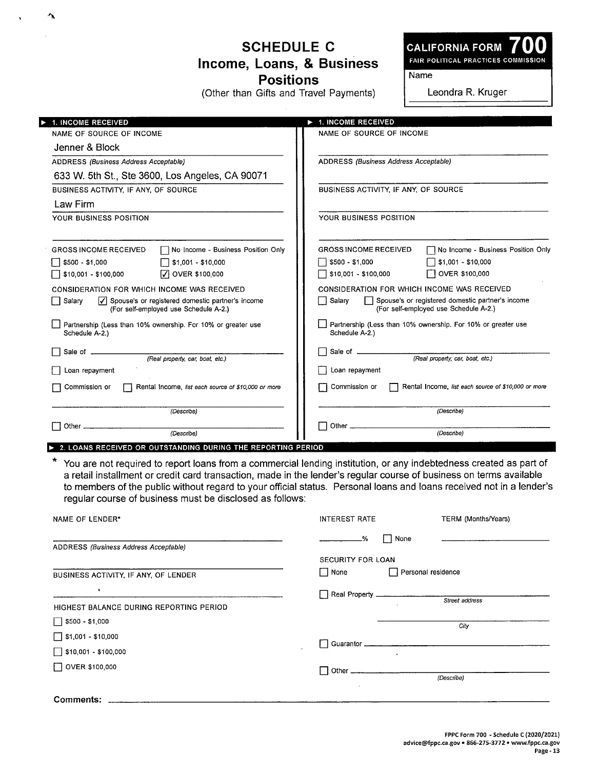# SCHEDULE C
## Income, Loans, & Business Positions
(Other than Gifts and Travel Payments)

**CALIFORNIA FORM 700**
**FAIR POLITICAL PRACTICES COMMISSION**

Name: Leondra R. Kruger

---

### ▶ 1. INCOME RECEIVED

NAME OF SOURCE OF INCOME
Jenner & Block

ADDRESS *(Business Address Acceptable)*
633 W. 5th St., Ste 3600, Los Angeles, CA 90071

BUSINESS ACTIVITY, IF ANY, OF SOURCE
Law Firm

YOUR BUSINESS POSITION

GROSS INCOME RECEIVED
- [ ] No Income - Business Position Only
- [ ] $500 - $1,000
- [ ] $1,001 - $10,000
- [ ] $10,001 - $100,000
- [x] OVER $100,000

CONSIDERATION FOR WHICH INCOME WAS RECEIVED
- [ ] Salary
- [x] Spouse's or registered domestic partner's income (For self-employed use Schedule A-2.)
- [ ] Partnership (Less than 10% ownership. For 10% or greater use Schedule A-2.)
- [ ] Sale of ______ *(Real property, car, boat, etc.)*
- [ ] Loan repayment
- [ ] Commission or
- [ ] Rental Income, *list each source of $10,000 or more*

______ *(Describe)*

- [ ] Other ______ *(Describe)*

---

### ▶ 1. INCOME RECEIVED

NAME OF SOURCE OF INCOME

ADDRESS *(Business Address Acceptable)*

BUSINESS ACTIVITY, IF ANY, OF SOURCE

YOUR BUSINESS POSITION

GROSS INCOME RECEIVED
- [ ] No Income - Business Position Only
- [ ] $500 - $1,000
- [ ] $1,001 - $10,000
- [ ] $10,001 - $100,000
- [ ] OVER $100,000

CONSIDERATION FOR WHICH INCOME WAS RECEIVED
- [ ] Salary
- [ ] Spouse's or registered domestic partner's income (For self-employed use Schedule A-2.)
- [ ] Partnership (Less than 10% ownership. For 10% or greater use Schedule A-2.)
- [ ] Sale of ______ *(Real property, car, boat, etc.)*
- [ ] Loan repayment
- [ ] Commission or
- [ ] Rental Income, *list each source of $10,000 or more*

______ *(Describe)*

- [ ] Other ______ *(Describe)*

---

### ▶ 2. LOANS RECEIVED OR OUTSTANDING DURING THE REPORTING PERIOD

\* You are not required to report loans from a commercial lending institution, or any indebtedness created as part of a retail installment or credit card transaction, made in the lender's regular course of business on terms available to members of the public without regard to your official status. Personal loans and loans received not in a lender's regular course of business must be disclosed as follows:

NAME OF LENDER*

ADDRESS *(Business Address Acceptable)*

BUSINESS ACTIVITY, IF ANY, OF LENDER

HIGHEST BALANCE DURING REPORTING PERIOD
- [ ] $500 - $1,000
- [ ] $1,001 - $10,000
- [ ] $10,001 - $100,000
- [ ] OVER $100,000

INTEREST RATE ______% [ ] None

TERM (Months/Years)

SECURITY FOR LOAN
- [ ] None
- [ ] Personal residence
- [ ] Real Property ______ *Street address*

  ______ *City*
- [ ] Guarantor ______
- [ ] Other ______ *(Describe)*

**Comments:** ______

FPPC Form 700 - Schedule C (2020/2021)
advice@fppc.ca.gov • 866-275-3772 • www.fppc.ca.gov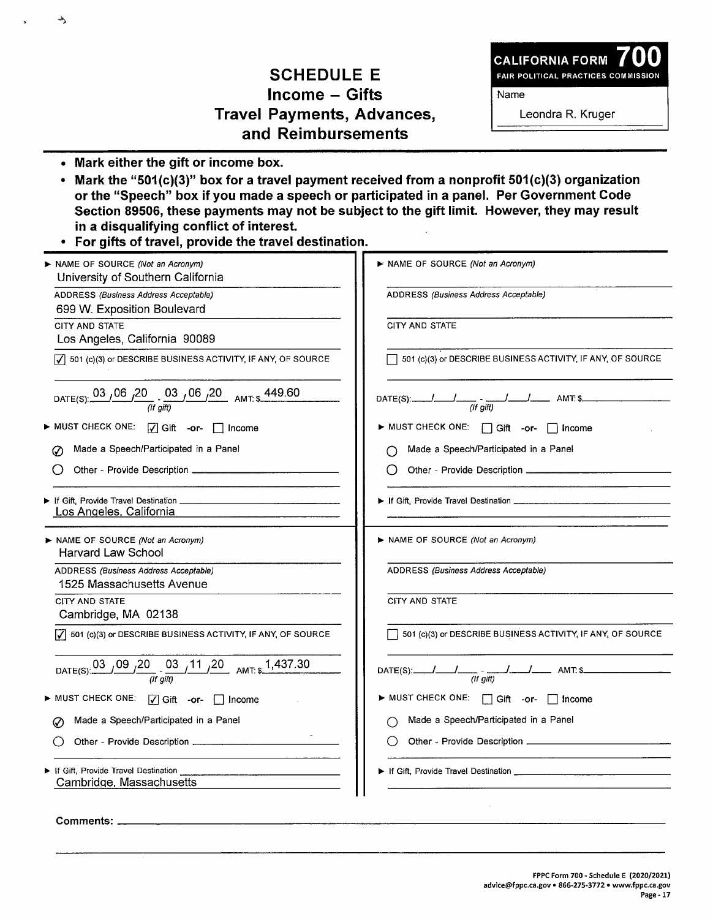# SCHEDULE E
## Income – Gifts
## Travel Payments, Advances, and Reimbursements

**CALIFORNIA FORM 700**
FAIR POLITICAL PRACTICES COMMISSION

Name: Leondra R. Kruger

- **Mark either the gift or income box.**
- **Mark the "501(c)(3)" box for a travel payment received from a nonprofit 501(c)(3) organization or the "Speech" box if you made a speech or participated in a panel. Per Government Code Section 89506, these payments may not be subject to the gift limit. However, they may result in a disqualifying conflict of interest.**
- **For gifts of travel, provide the travel destination.**

---

► NAME OF SOURCE *(Not an Acronym)*
University of Southern California

ADDRESS *(Business Address Acceptable)*
699 W. Exposition Boulevard

CITY AND STATE
Los Angeles, California 90089

☑ 501 (c)(3) or DESCRIBE BUSINESS ACTIVITY, IF ANY, OF SOURCE

DATE(S): 03/06/20 - 03/06/20 *(If gift)* AMT: $ 449.60

► MUST CHECK ONE: ☑ Gift -or- ☐ Income

◉ Made a Speech/Participated in a Panel

○ Other - Provide Description

► If Gift, Provide Travel Destination
Los Angeles, California

---

► NAME OF SOURCE *(Not an Acronym)*
Harvard Law School

ADDRESS *(Business Address Acceptable)*
1525 Massachusetts Avenue

CITY AND STATE
Cambridge, MA 02138

☑ 501 (c)(3) or DESCRIBE BUSINESS ACTIVITY, IF ANY, OF SOURCE

DATE(S): 03/09/20 - 03/11/20 *(If gift)* AMT: $ 1,437.30

► MUST CHECK ONE: ☑ Gift -or- ☐ Income

◉ Made a Speech/Participated in a Panel

○ Other - Provide Description

► If Gift, Provide Travel Destination
Cambridge, Massachusetts

---

► NAME OF SOURCE *(Not an Acronym)*

ADDRESS *(Business Address Acceptable)*

CITY AND STATE

☐ 501 (c)(3) or DESCRIBE BUSINESS ACTIVITY, IF ANY, OF SOURCE

DATE(S): \_\_/\_\_/\_\_ - \_\_/\_\_/\_\_ *(If gift)* AMT: $

► MUST CHECK ONE: ☐ Gift -or- ☐ Income

○ Made a Speech/Participated in a Panel

○ Other - Provide Description

► If Gift, Provide Travel Destination

---

► NAME OF SOURCE *(Not an Acronym)*

ADDRESS *(Business Address Acceptable)*

CITY AND STATE

☐ 501 (c)(3) or DESCRIBE BUSINESS ACTIVITY, IF ANY, OF SOURCE

DATE(S): \_\_/\_\_/\_\_ - \_\_/\_\_/\_\_ *(If gift)* AMT: $

► MUST CHECK ONE: ☐ Gift -or- ☐ Income

○ Made a Speech/Participated in a Panel

○ Other - Provide Description

► If Gift, Provide Travel Destination

---

**Comments:**

FPPC Form 700 - Schedule E (2020/2021)
advice@fppc.ca.gov • 866-275-3772 • www.fppc.ca.gov